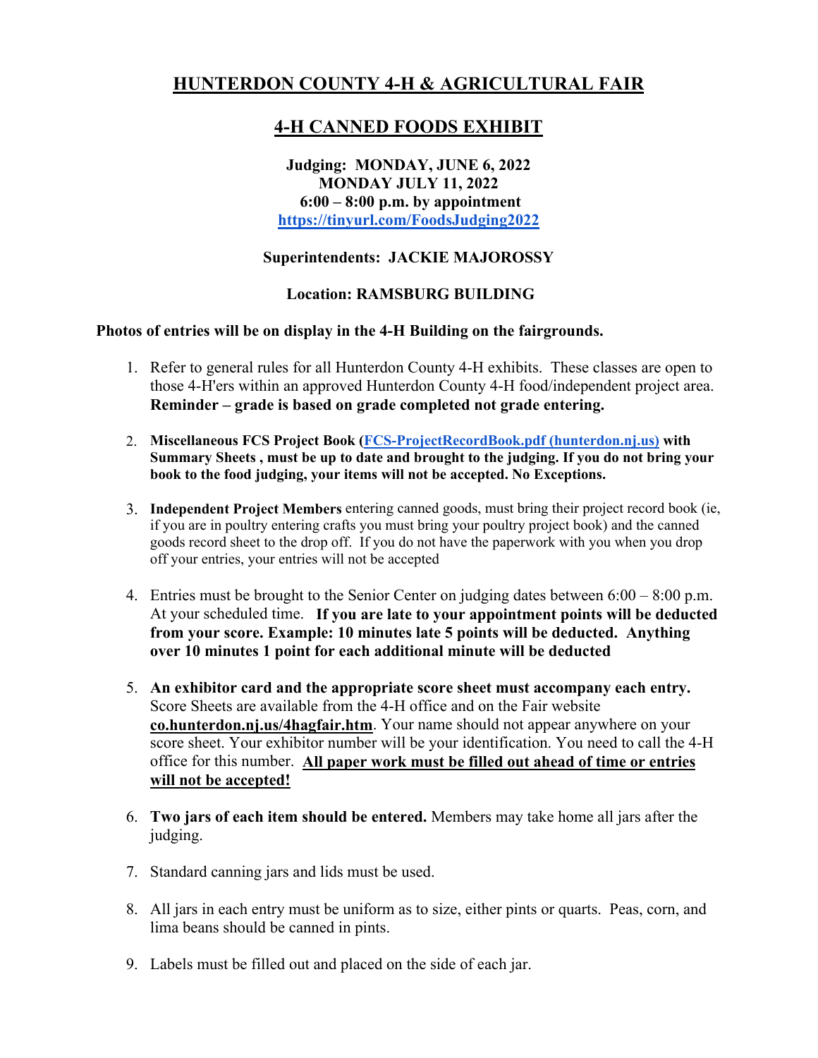# HUNTERDON COUNTY 4-H & AGRICULTURAL FAIR

## 4-H CANNED FOODS EXHIBIT

**Judging: MONDAY, JUNE 6, 2022**
**MONDAY JULY 11, 2022**
**6:00 – 8:00 p.m. by appointment**
**https://tinyurl.com/FoodsJudging2022**

**Superintendents: JACKIE MAJOROSSY**

**Location: RAMSBURG BUILDING**

**Photos of entries will be on display in the 4-H Building on the fairgrounds.**

1. Refer to general rules for all Hunterdon County 4-H exhibits. These classes are open to those 4-H'ers within an approved Hunterdon County 4-H food/independent project area. **Reminder – grade is based on grade completed not grade entering.**

2. **Miscellaneous FCS Project Book (FCS-ProjectRecordBook.pdf (hunterdon.nj.us) with Summary Sheets , must be up to date and brought to the judging. If you do not bring your book to the food judging, your items will not be accepted. No Exceptions.**

3. **Independent Project Members** entering canned goods, must bring their project record book (ie, if you are in poultry entering crafts you must bring your poultry project book) and the canned goods record sheet to the drop off. If you do not have the paperwork with you when you drop off your entries, your entries will not be accepted

4. Entries must be brought to the Senior Center on judging dates between 6:00 – 8:00 p.m. At your scheduled time. **If you are late to your appointment points will be deducted from your score. Example: 10 minutes late 5 points will be deducted. Anything over 10 minutes 1 point for each additional minute will be deducted**

5. **An exhibitor card and the appropriate score sheet must accompany each entry.** Score Sheets are available from the 4-H office and on the Fair website **co.hunterdon.nj.us/4hagfair.htm**. Your name should not appear anywhere on your score sheet. Your exhibitor number will be your identification. You need to call the 4-H office for this number. **All paper work must be filled out ahead of time or entries will not be accepted!**

6. **Two jars of each item should be entered.** Members may take home all jars after the judging.

7. Standard canning jars and lids must be used.

8. All jars in each entry must be uniform as to size, either pints or quarts. Peas, corn, and lima beans should be canned in pints.

9. Labels must be filled out and placed on the side of each jar.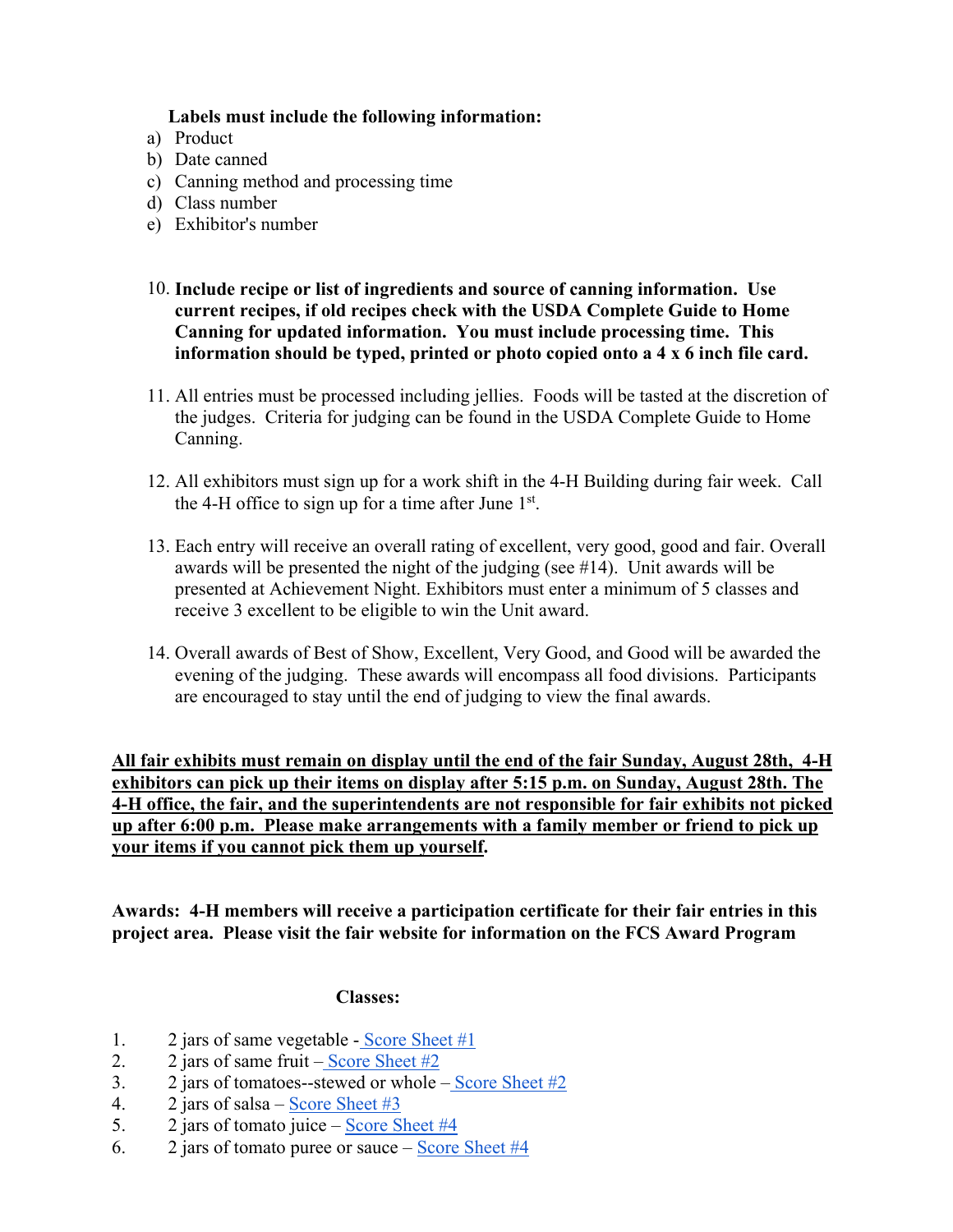**Labels must include the following information:**

a) Product
b) Date canned
c) Canning method and processing time
d) Class number
e) Exhibitor's number

10. **Include recipe or list of ingredients and source of canning information. Use current recipes, if old recipes check with the USDA Complete Guide to Home Canning for updated information. You must include processing time. This information should be typed, printed or photo copied onto a 4 x 6 inch file card.**

11. All entries must be processed including jellies. Foods will be tasted at the discretion of the judges. Criteria for judging can be found in the USDA Complete Guide to Home Canning.

12. All exhibitors must sign up for a work shift in the 4-H Building during fair week. Call the 4-H office to sign up for a time after June 1st.

13. Each entry will receive an overall rating of excellent, very good, good and fair. Overall awards will be presented the night of the judging (see #14). Unit awards will be presented at Achievement Night. Exhibitors must enter a minimum of 5 classes and receive 3 excellent to be eligible to win the Unit award.

14. Overall awards of Best of Show, Excellent, Very Good, and Good will be awarded the evening of the judging. These awards will encompass all food divisions. Participants are encouraged to stay until the end of judging to view the final awards.

**<u>All fair exhibits must remain on display until the end of the fair Sunday, August 28th, 4-H exhibitors can pick up their items on display after 5:15 p.m. on Sunday, August 28th. The 4-H office, the fair, and the superintendents are not responsible for fair exhibits not picked up after 6:00 p.m. Please make arrangements with a family member or friend to pick up your items if you cannot pick them up yourself</u>.**

**Awards: 4-H members will receive a participation certificate for their fair entries in this project area. Please visit the fair website for information on the FCS Award Program**

**Classes:**

1. 2 jars of same vegetable - Score Sheet #1
2. 2 jars of same fruit – Score Sheet #2
3. 2 jars of tomatoes--stewed or whole – Score Sheet #2
4. 2 jars of salsa – Score Sheet #3
5. 2 jars of tomato juice – Score Sheet #4
6. 2 jars of tomato puree or sauce – Score Sheet #4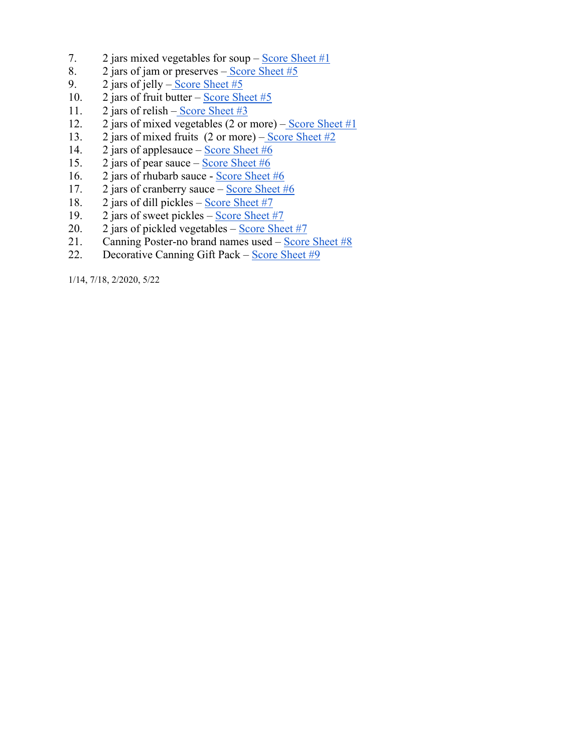7. 2 jars mixed vegetables for soup – Score Sheet #1
8. 2 jars of jam or preserves – Score Sheet #5
9. 2 jars of jelly – Score Sheet #5
10. 2 jars of fruit butter – Score Sheet #5
11. 2 jars of relish – Score Sheet #3
12. 2 jars of mixed vegetables (2 or more) – Score Sheet #1
13. 2 jars of mixed fruits (2 or more) – Score Sheet #2
14. 2 jars of applesauce – Score Sheet #6
15. 2 jars of pear sauce – Score Sheet #6
16. 2 jars of rhubarb sauce - Score Sheet #6
17. 2 jars of cranberry sauce – Score Sheet #6
18. 2 jars of dill pickles – Score Sheet #7
19. 2 jars of sweet pickles – Score Sheet #7
20. 2 jars of pickled vegetables – Score Sheet #7
21. Canning Poster-no brand names used – Score Sheet #8
22. Decorative Canning Gift Pack – Score Sheet #9

1/14, 7/18, 2/2020, 5/22